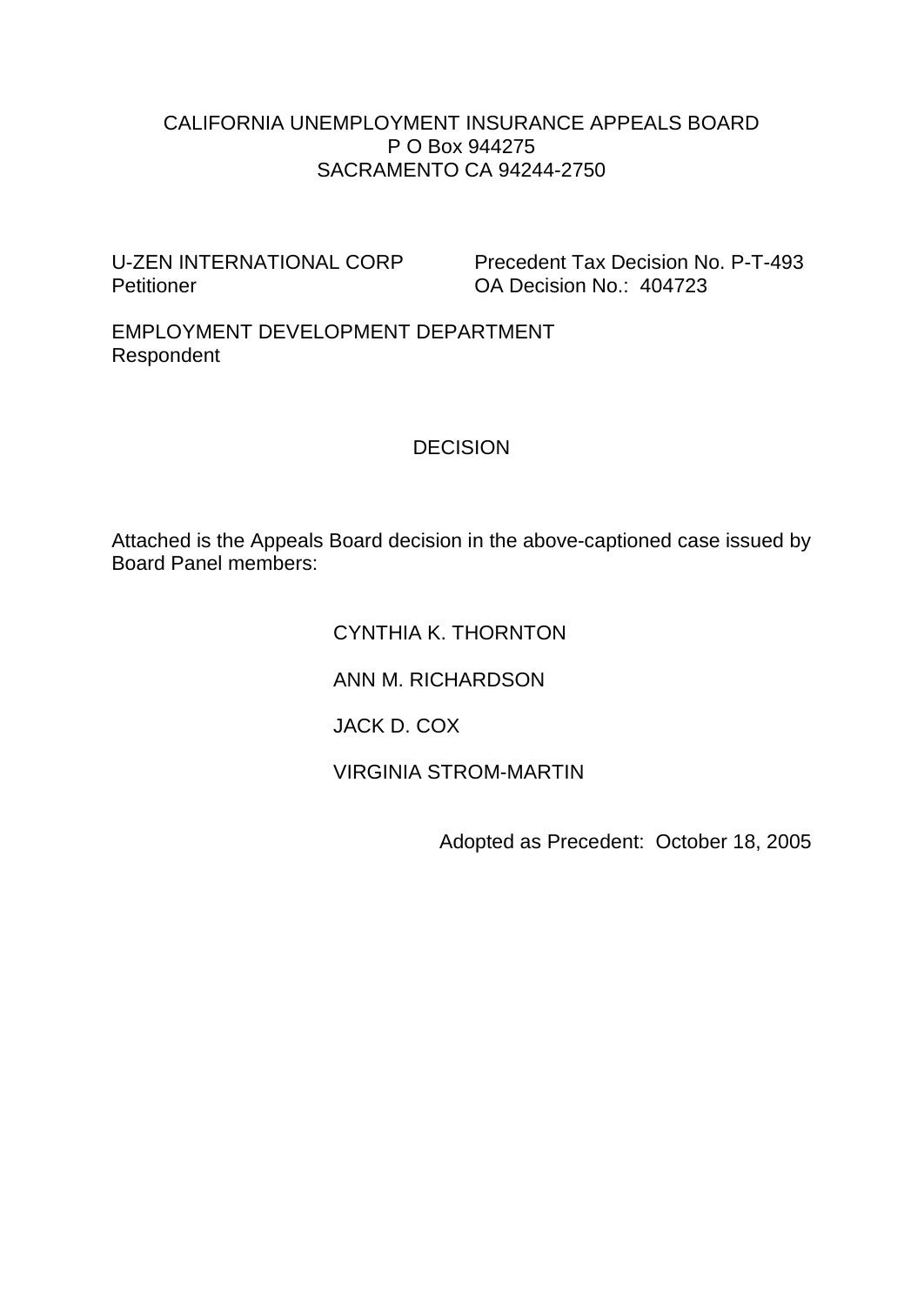CALIFORNIA UNEMPLOYMENT INSURANCE APPEALS BOARD
P O Box 944275
SACRAMENTO CA 94244-2750

U-ZEN INTERNATIONAL CORP
Petitioner

Precedent Tax Decision No. P-T-493
OA Decision No.: 404723

EMPLOYMENT DEVELOPMENT DEPARTMENT
Respondent

# DECISION

Attached is the Appeals Board decision in the above-captioned case issued by Board Panel members:

CYNTHIA K. THORNTON

ANN M. RICHARDSON

JACK D. COX

VIRGINIA STROM-MARTIN

Adopted as Precedent: October 18, 2005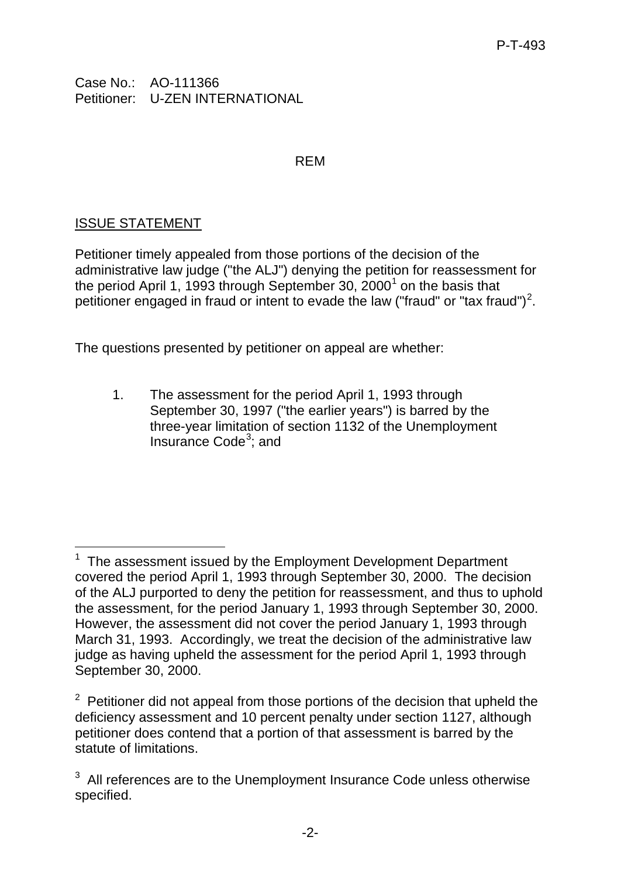Case No.: AO-111366
Petitioner: U-ZEN INTERNATIONAL

REM

## ISSUE STATEMENT

Petitioner timely appealed from those portions of the decision of the administrative law judge ("the ALJ") denying the petition for reassessment for the period April 1, 1993 through September 30, 2000[1] on the basis that petitioner engaged in fraud or intent to evade the law ("fraud" or "tax fraud")[2].

The questions presented by petitioner on appeal are whether:

1. The assessment for the period April 1, 1993 through September 30, 1997 ("the earlier years") is barred by the three-year limitation of section 1132 of the Unemployment Insurance Code[3]; and

---

[1] The assessment issued by the Employment Development Department covered the period April 1, 1993 through September 30, 2000. The decision of the ALJ purported to deny the petition for reassessment, and thus to uphold the assessment, for the period January 1, 1993 through September 30, 2000. However, the assessment did not cover the period January 1, 1993 through March 31, 1993. Accordingly, we treat the decision of the administrative law judge as having upheld the assessment for the period April 1, 1993 through September 30, 2000.

[2] Petitioner did not appeal from those portions of the decision that upheld the deficiency assessment and 10 percent penalty under section 1127, although petitioner does contend that a portion of that assessment is barred by the statute of limitations.

[3] All references are to the Unemployment Insurance Code unless otherwise specified.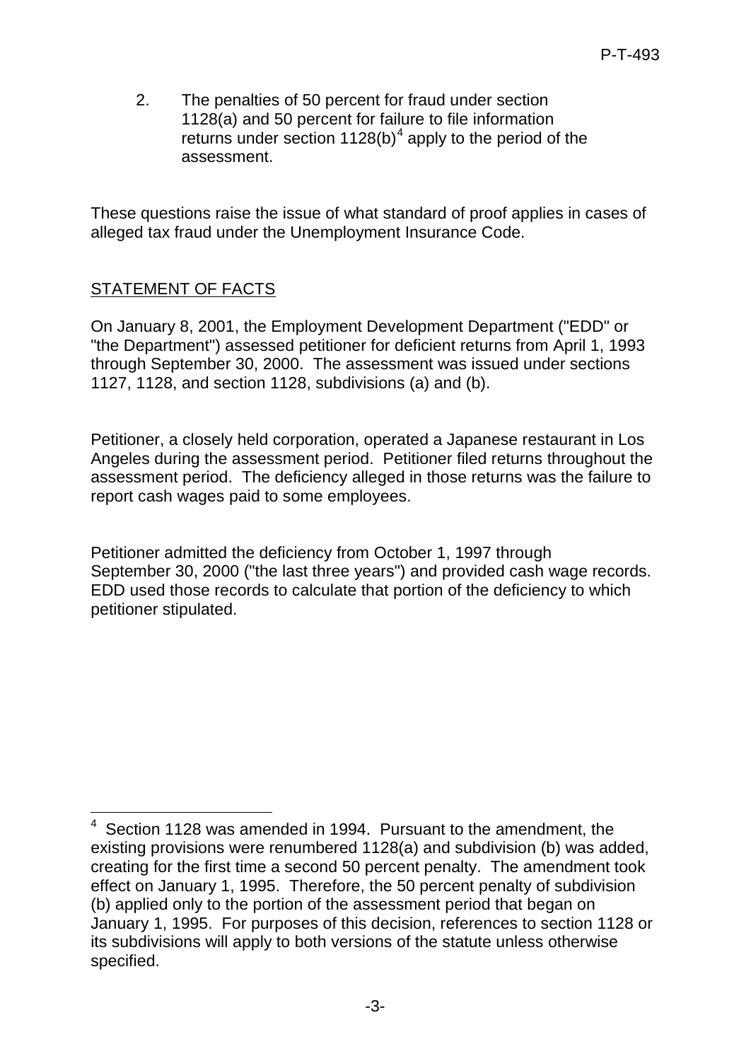2. The penalties of 50 percent for fraud under section 1128(a) and 50 percent for failure to file information returns under section 1128(b)[4] apply to the period of the assessment.

These questions raise the issue of what standard of proof applies in cases of alleged tax fraud under the Unemployment Insurance Code.

<u>STATEMENT OF FACTS</u>

On January 8, 2001, the Employment Development Department ("EDD" or "the Department") assessed petitioner for deficient returns from April 1, 1993 through September 30, 2000. The assessment was issued under sections 1127, 1128, and section 1128, subdivisions (a) and (b).

Petitioner, a closely held corporation, operated a Japanese restaurant in Los Angeles during the assessment period. Petitioner filed returns throughout the assessment period. The deficiency alleged in those returns was the failure to report cash wages paid to some employees.

Petitioner admitted the deficiency from October 1, 1997 through September 30, 2000 ("the last three years") and provided cash wage records. EDD used those records to calculate that portion of the deficiency to which petitioner stipulated.

---

[4] Section 1128 was amended in 1994. Pursuant to the amendment, the existing provisions were renumbered 1128(a) and subdivision (b) was added, creating for the first time a second 50 percent penalty. The amendment took effect on January 1, 1995. Therefore, the 50 percent penalty of subdivision (b) applied only to the portion of the assessment period that began on January 1, 1995. For purposes of this decision, references to section 1128 or its subdivisions will apply to both versions of the statute unless otherwise specified.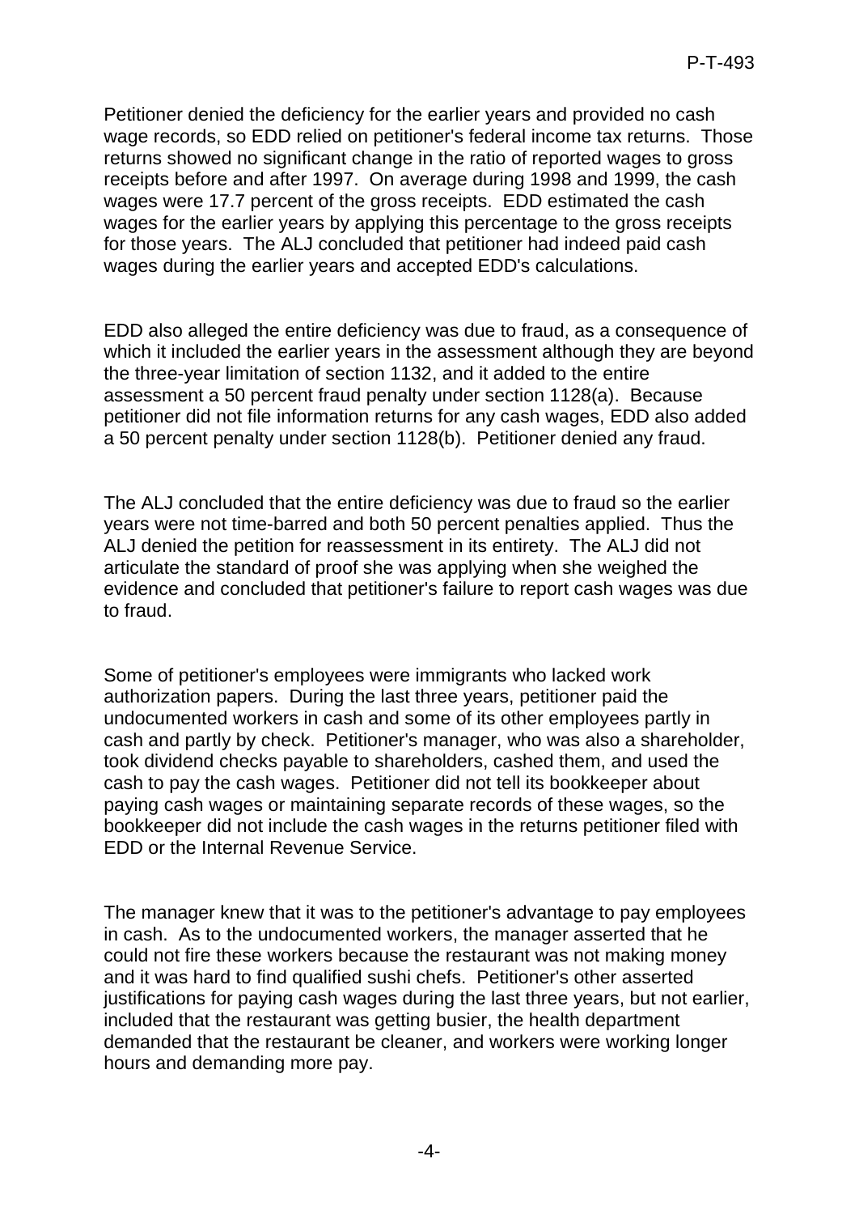Petitioner denied the deficiency for the earlier years and provided no cash wage records, so EDD relied on petitioner's federal income tax returns. Those returns showed no significant change in the ratio of reported wages to gross receipts before and after 1997. On average during 1998 and 1999, the cash wages were 17.7 percent of the gross receipts. EDD estimated the cash wages for the earlier years by applying this percentage to the gross receipts for those years. The ALJ concluded that petitioner had indeed paid cash wages during the earlier years and accepted EDD's calculations.

EDD also alleged the entire deficiency was due to fraud, as a consequence of which it included the earlier years in the assessment although they are beyond the three-year limitation of section 1132, and it added to the entire assessment a 50 percent fraud penalty under section 1128(a). Because petitioner did not file information returns for any cash wages, EDD also added a 50 percent penalty under section 1128(b). Petitioner denied any fraud.

The ALJ concluded that the entire deficiency was due to fraud so the earlier years were not time-barred and both 50 percent penalties applied. Thus the ALJ denied the petition for reassessment in its entirety. The ALJ did not articulate the standard of proof she was applying when she weighed the evidence and concluded that petitioner's failure to report cash wages was due to fraud.

Some of petitioner's employees were immigrants who lacked work authorization papers. During the last three years, petitioner paid the undocumented workers in cash and some of its other employees partly in cash and partly by check. Petitioner's manager, who was also a shareholder, took dividend checks payable to shareholders, cashed them, and used the cash to pay the cash wages. Petitioner did not tell its bookkeeper about paying cash wages or maintaining separate records of these wages, so the bookkeeper did not include the cash wages in the returns petitioner filed with EDD or the Internal Revenue Service.

The manager knew that it was to the petitioner's advantage to pay employees in cash. As to the undocumented workers, the manager asserted that he could not fire these workers because the restaurant was not making money and it was hard to find qualified sushi chefs. Petitioner's other asserted justifications for paying cash wages during the last three years, but not earlier, included that the restaurant was getting busier, the health department demanded that the restaurant be cleaner, and workers were working longer hours and demanding more pay.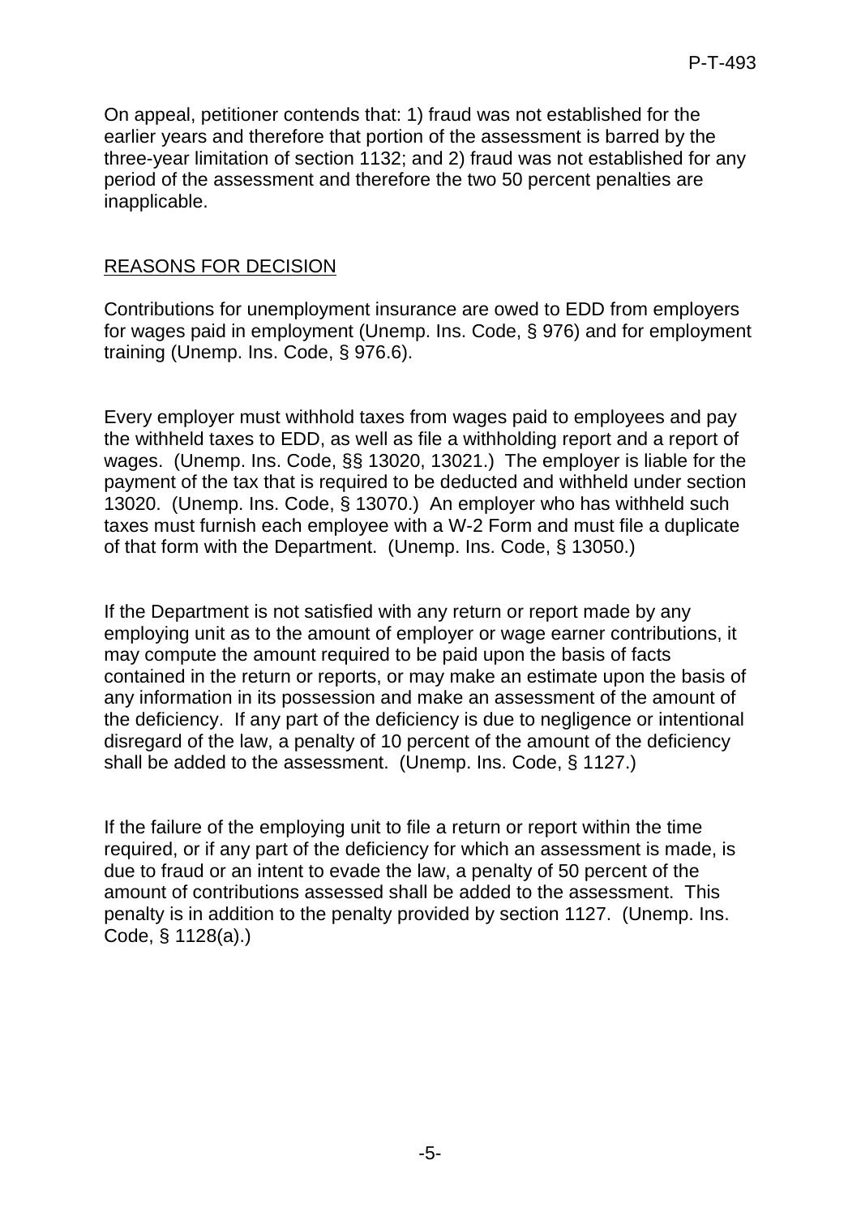On appeal, petitioner contends that: 1) fraud was not established for the earlier years and therefore that portion of the assessment is barred by the three-year limitation of section 1132; and 2) fraud was not established for any period of the assessment and therefore the two 50 percent penalties are inapplicable.

## REASONS FOR DECISION

Contributions for unemployment insurance are owed to EDD from employers for wages paid in employment (Unemp. Ins. Code, § 976) and for employment training (Unemp. Ins. Code, § 976.6).

Every employer must withhold taxes from wages paid to employees and pay the withheld taxes to EDD, as well as file a withholding report and a report of wages. (Unemp. Ins. Code, §§ 13020, 13021.) The employer is liable for the payment of the tax that is required to be deducted and withheld under section 13020. (Unemp. Ins. Code, § 13070.) An employer who has withheld such taxes must furnish each employee with a W-2 Form and must file a duplicate of that form with the Department. (Unemp. Ins. Code, § 13050.)

If the Department is not satisfied with any return or report made by any employing unit as to the amount of employer or wage earner contributions, it may compute the amount required to be paid upon the basis of facts contained in the return or reports, or may make an estimate upon the basis of any information in its possession and make an assessment of the amount of the deficiency. If any part of the deficiency is due to negligence or intentional disregard of the law, a penalty of 10 percent of the amount of the deficiency shall be added to the assessment. (Unemp. Ins. Code, § 1127.)

If the failure of the employing unit to file a return or report within the time required, or if any part of the deficiency for which an assessment is made, is due to fraud or an intent to evade the law, a penalty of 50 percent of the amount of contributions assessed shall be added to the assessment. This penalty is in addition to the penalty provided by section 1127. (Unemp. Ins. Code, § 1128(a).)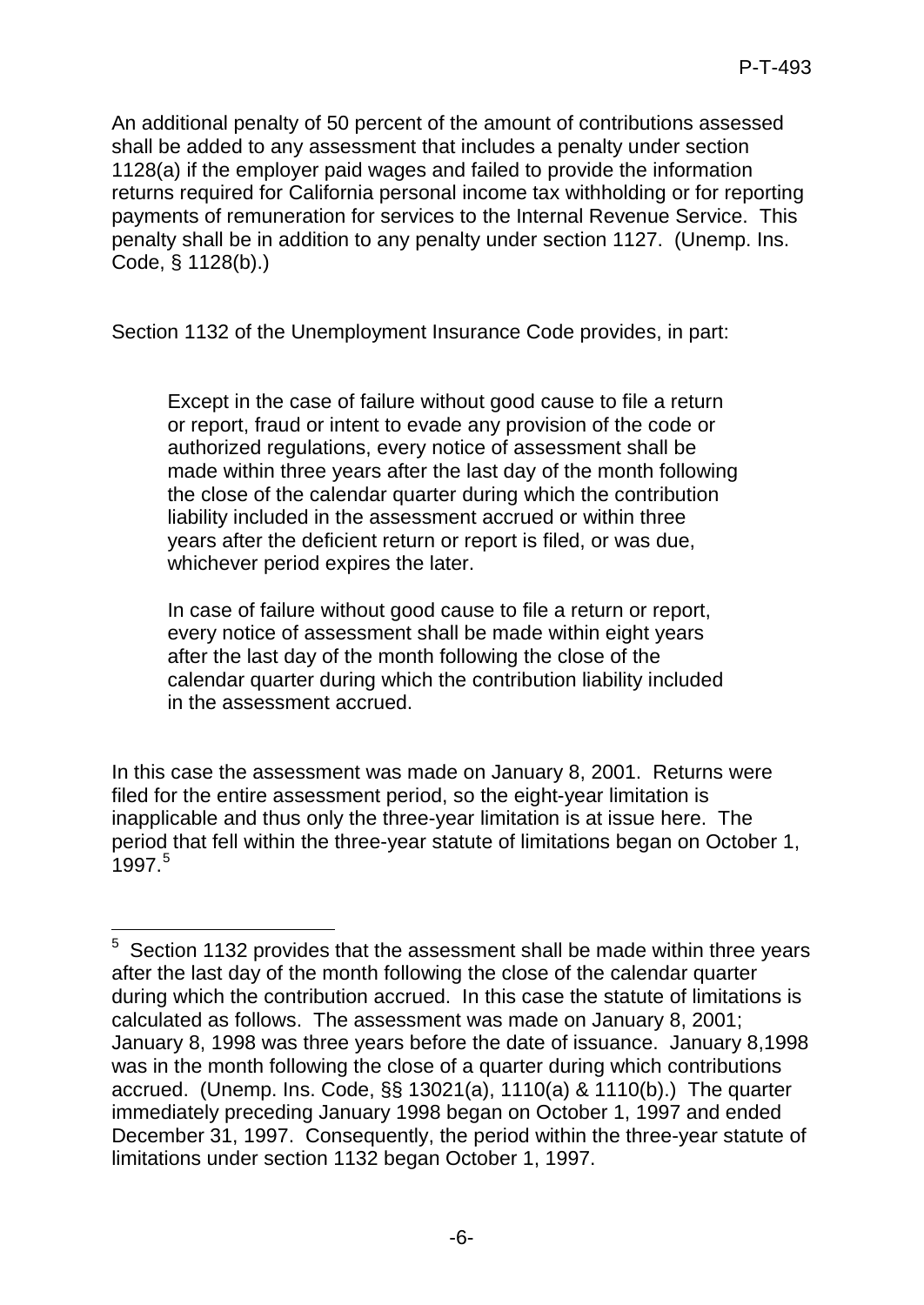An additional penalty of 50 percent of the amount of contributions assessed shall be added to any assessment that includes a penalty under section 1128(a) if the employer paid wages and failed to provide the information returns required for California personal income tax withholding or for reporting payments of remuneration for services to the Internal Revenue Service. This penalty shall be in addition to any penalty under section 1127. (Unemp. Ins. Code, § 1128(b).)

Section 1132 of the Unemployment Insurance Code provides, in part:

> Except in the case of failure without good cause to file a return or report, fraud or intent to evade any provision of the code or authorized regulations, every notice of assessment shall be made within three years after the last day of the month following the close of the calendar quarter during which the contribution liability included in the assessment accrued or within three years after the deficient return or report is filed, or was due, whichever period expires the later.
>
> In case of failure without good cause to file a return or report, every notice of assessment shall be made within eight years after the last day of the month following the close of the calendar quarter during which the contribution liability included in the assessment accrued.

In this case the assessment was made on January 8, 2001. Returns were filed for the entire assessment period, so the eight-year limitation is inapplicable and thus only the three-year limitation is at issue here. The period that fell within the three-year statute of limitations began on October 1, 1997.[5]

---

[5] Section 1132 provides that the assessment shall be made within three years after the last day of the month following the close of the calendar quarter during which the contribution accrued. In this case the statute of limitations is calculated as follows. The assessment was made on January 8, 2001; January 8, 1998 was three years before the date of issuance. January 8,1998 was in the month following the close of a quarter during which contributions accrued. (Unemp. Ins. Code, §§ 13021(a), 1110(a) & 1110(b).) The quarter immediately preceding January 1998 began on October 1, 1997 and ended December 31, 1997. Consequently, the period within the three-year statute of limitations under section 1132 began October 1, 1997.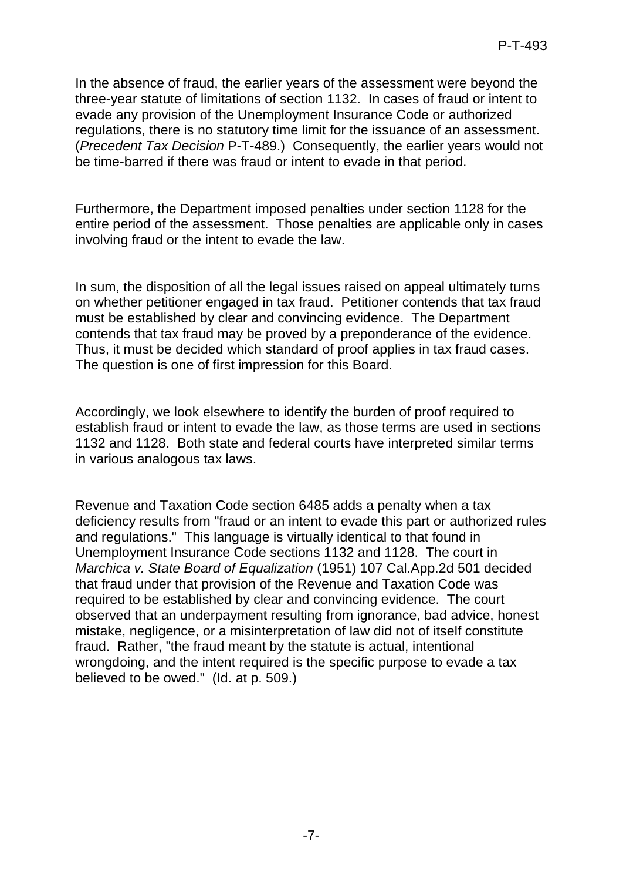In the absence of fraud, the earlier years of the assessment were beyond the three-year statute of limitations of section 1132. In cases of fraud or intent to evade any provision of the Unemployment Insurance Code or authorized regulations, there is no statutory time limit for the issuance of an assessment. (*Precedent Tax Decision* P-T-489.) Consequently, the earlier years would not be time-barred if there was fraud or intent to evade in that period.

Furthermore, the Department imposed penalties under section 1128 for the entire period of the assessment. Those penalties are applicable only in cases involving fraud or the intent to evade the law.

In sum, the disposition of all the legal issues raised on appeal ultimately turns on whether petitioner engaged in tax fraud. Petitioner contends that tax fraud must be established by clear and convincing evidence. The Department contends that tax fraud may be proved by a preponderance of the evidence. Thus, it must be decided which standard of proof applies in tax fraud cases. The question is one of first impression for this Board.

Accordingly, we look elsewhere to identify the burden of proof required to establish fraud or intent to evade the law, as those terms are used in sections 1132 and 1128. Both state and federal courts have interpreted similar terms in various analogous tax laws.

Revenue and Taxation Code section 6485 adds a penalty when a tax deficiency results from "fraud or an intent to evade this part or authorized rules and regulations." This language is virtually identical to that found in Unemployment Insurance Code sections 1132 and 1128. The court in *Marchica v. State Board of Equalization* (1951) 107 Cal.App.2d 501 decided that fraud under that provision of the Revenue and Taxation Code was required to be established by clear and convincing evidence. The court observed that an underpayment resulting from ignorance, bad advice, honest mistake, negligence, or a misinterpretation of law did not of itself constitute fraud. Rather, "the fraud meant by the statute is actual, intentional wrongdoing, and the intent required is the specific purpose to evade a tax believed to be owed." (Id. at p. 509.)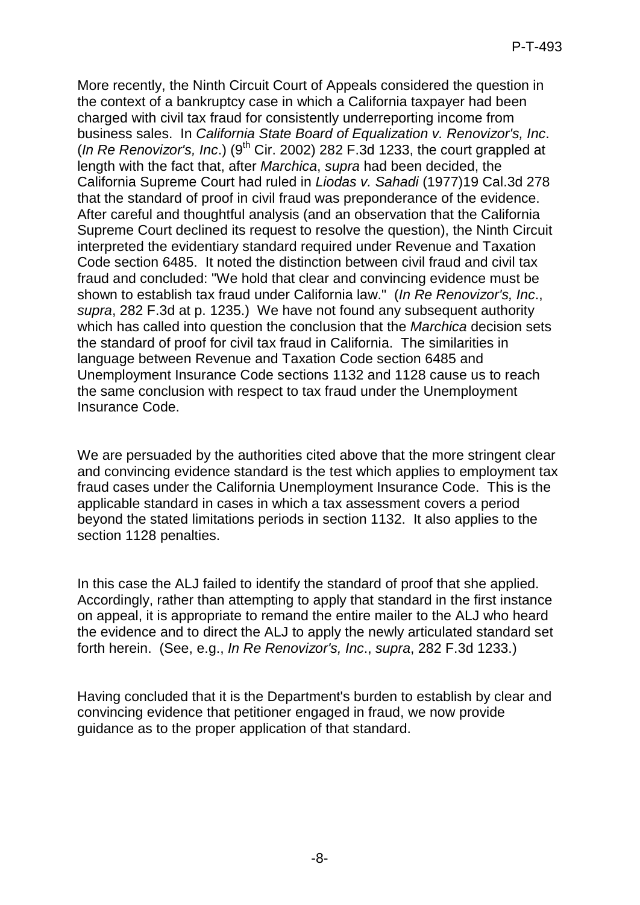More recently, the Ninth Circuit Court of Appeals considered the question in the context of a bankruptcy case in which a California taxpayer had been charged with civil tax fraud for consistently underreporting income from business sales. In *California State Board of Equalization v. Renovizor's, Inc*. (*In Re Renovizor's, Inc*.) (9th Cir. 2002) 282 F.3d 1233, the court grappled at length with the fact that, after *Marchica*, *supra* had been decided, the California Supreme Court had ruled in *Liodas v. Sahadi* (1977)19 Cal.3d 278 that the standard of proof in civil fraud was preponderance of the evidence. After careful and thoughtful analysis (and an observation that the California Supreme Court declined its request to resolve the question), the Ninth Circuit interpreted the evidentiary standard required under Revenue and Taxation Code section 6485. It noted the distinction between civil fraud and civil tax fraud and concluded: "We hold that clear and convincing evidence must be shown to establish tax fraud under California law." (*In Re Renovizor's, Inc*., *supra*, 282 F.3d at p. 1235.) We have not found any subsequent authority which has called into question the conclusion that the *Marchica* decision sets the standard of proof for civil tax fraud in California. The similarities in language between Revenue and Taxation Code section 6485 and Unemployment Insurance Code sections 1132 and 1128 cause us to reach the same conclusion with respect to tax fraud under the Unemployment Insurance Code.

We are persuaded by the authorities cited above that the more stringent clear and convincing evidence standard is the test which applies to employment tax fraud cases under the California Unemployment Insurance Code. This is the applicable standard in cases in which a tax assessment covers a period beyond the stated limitations periods in section 1132. It also applies to the section 1128 penalties.

In this case the ALJ failed to identify the standard of proof that she applied. Accordingly, rather than attempting to apply that standard in the first instance on appeal, it is appropriate to remand the entire mailer to the ALJ who heard the evidence and to direct the ALJ to apply the newly articulated standard set forth herein. (See, e.g., *In Re Renovizor's, Inc*., *supra*, 282 F.3d 1233.)

Having concluded that it is the Department's burden to establish by clear and convincing evidence that petitioner engaged in fraud, we now provide guidance as to the proper application of that standard.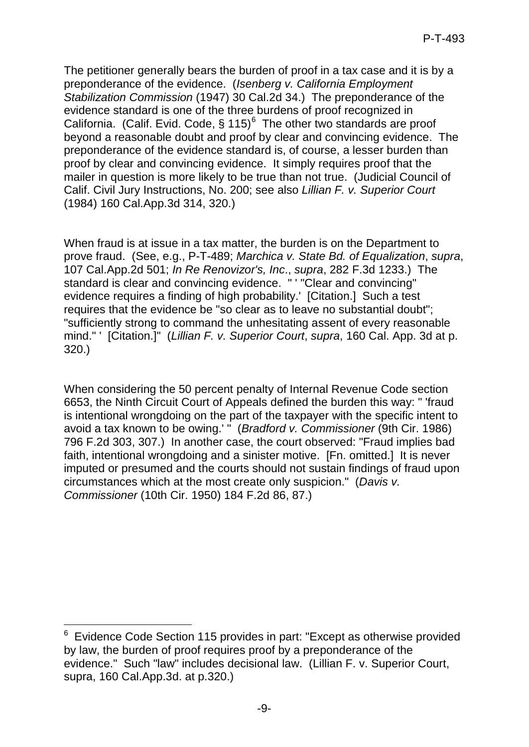The petitioner generally bears the burden of proof in a tax case and it is by a preponderance of the evidence. (*Isenberg v. California Employment Stabilization Commission* (1947) 30 Cal.2d 34.) The preponderance of the evidence standard is one of the three burdens of proof recognized in California. (Calif. Evid. Code, § 115)[6] The other two standards are proof beyond a reasonable doubt and proof by clear and convincing evidence. The preponderance of the evidence standard is, of course, a lesser burden than proof by clear and convincing evidence. It simply requires proof that the mailer in question is more likely to be true than not true. (Judicial Council of Calif. Civil Jury Instructions, No. 200; see also *Lillian F. v. Superior Court* (1984) 160 Cal.App.3d 314, 320.)

When fraud is at issue in a tax matter, the burden is on the Department to prove fraud. (See, e.g., P-T-489; *Marchica v. State Bd. of Equalization*, *supra*, 107 Cal.App.2d 501; *In Re Renovizor's, Inc*., *supra*, 282 F.3d 1233.) The standard is clear and convincing evidence. " ' "Clear and convincing" evidence requires a finding of high probability.' [Citation.] Such a test requires that the evidence be "so clear as to leave no substantial doubt"; "sufficiently strong to command the unhesitating assent of every reasonable mind." ' [Citation.]" (*Lillian F. v. Superior Court*, *supra*, 160 Cal. App. 3d at p. 320.)

When considering the 50 percent penalty of Internal Revenue Code section 6653, the Ninth Circuit Court of Appeals defined the burden this way: " 'fraud is intentional wrongdoing on the part of the taxpayer with the specific intent to avoid a tax known to be owing.' " (*Bradford v. Commissioner* (9th Cir. 1986) 796 F.2d 303, 307.) In another case, the court observed: "Fraud implies bad faith, intentional wrongdoing and a sinister motive. [Fn. omitted.] It is never imputed or presumed and the courts should not sustain findings of fraud upon circumstances which at the most create only suspicion." (*Davis v. Commissioner* (10th Cir. 1950) 184 F.2d 86, 87.)

---

[6] Evidence Code Section 115 provides in part: "Except as otherwise provided by law, the burden of proof requires proof by a preponderance of the evidence." Such "law" includes decisional law. (Lillian F. v. Superior Court, supra, 160 Cal.App.3d. at p.320.)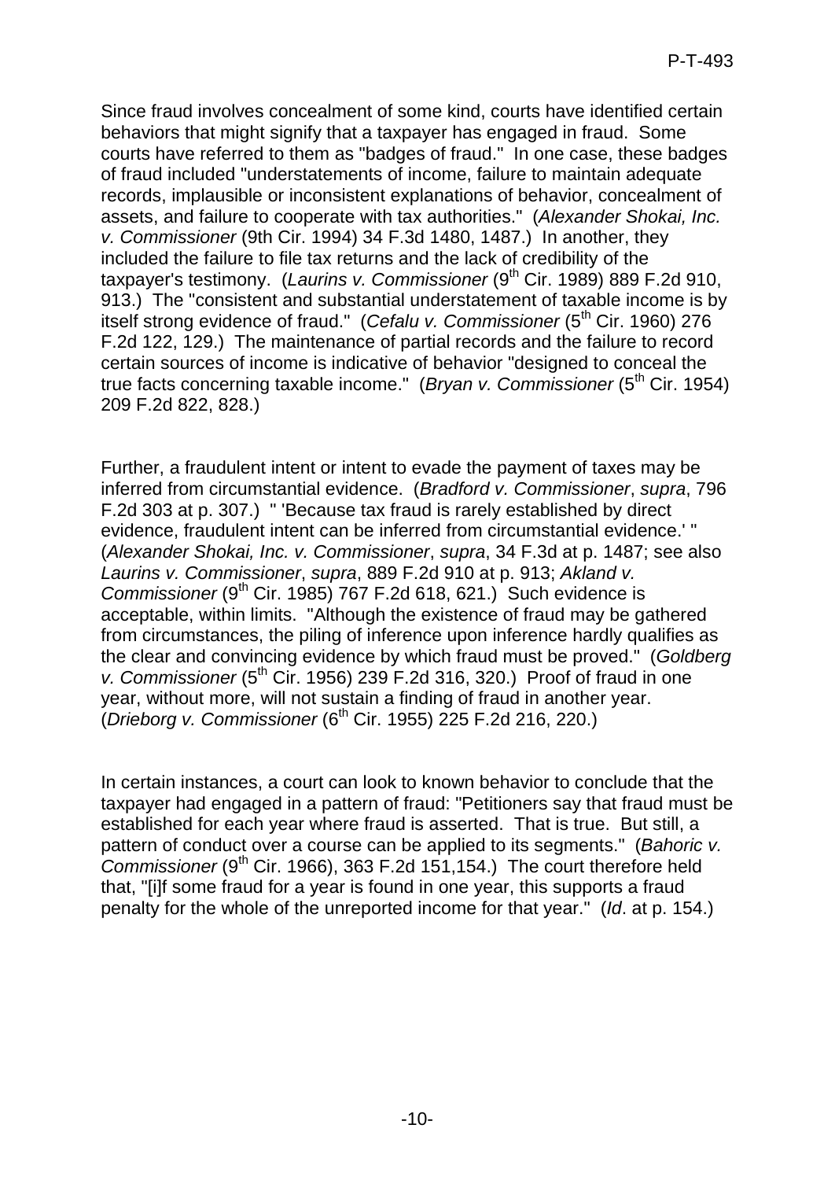Since fraud involves concealment of some kind, courts have identified certain behaviors that might signify that a taxpayer has engaged in fraud. Some courts have referred to them as "badges of fraud." In one case, these badges of fraud included "understatements of income, failure to maintain adequate records, implausible or inconsistent explanations of behavior, concealment of assets, and failure to cooperate with tax authorities." (*Alexander Shokai, Inc. v. Commissioner* (9th Cir. 1994) 34 F.3d 1480, 1487.) In another, they included the failure to file tax returns and the lack of credibility of the taxpayer's testimony. (*Laurins v. Commissioner* (9th Cir. 1989) 889 F.2d 910, 913.) The "consistent and substantial understatement of taxable income is by itself strong evidence of fraud." (*Cefalu v. Commissioner* (5th Cir. 1960) 276 F.2d 122, 129.) The maintenance of partial records and the failure to record certain sources of income is indicative of behavior "designed to conceal the true facts concerning taxable income." (*Bryan v. Commissioner* (5th Cir. 1954) 209 F.2d 822, 828.)

Further, a fraudulent intent or intent to evade the payment of taxes may be inferred from circumstantial evidence. (*Bradford v. Commissioner*, *supra*, 796 F.2d 303 at p. 307.) " 'Because tax fraud is rarely established by direct evidence, fraudulent intent can be inferred from circumstantial evidence.' " (*Alexander Shokai, Inc. v. Commissioner*, *supra*, 34 F.3d at p. 1487; see also *Laurins v. Commissioner*, *supra*, 889 F.2d 910 at p. 913; *Akland v. Commissioner* (9th Cir. 1985) 767 F.2d 618, 621.) Such evidence is acceptable, within limits. "Although the existence of fraud may be gathered from circumstances, the piling of inference upon inference hardly qualifies as the clear and convincing evidence by which fraud must be proved." (*Goldberg v. Commissioner* (5th Cir. 1956) 239 F.2d 316, 320.) Proof of fraud in one year, without more, will not sustain a finding of fraud in another year. (*Drieborg v. Commissioner* (6th Cir. 1955) 225 F.2d 216, 220.)

In certain instances, a court can look to known behavior to conclude that the taxpayer had engaged in a pattern of fraud: "Petitioners say that fraud must be established for each year where fraud is asserted. That is true. But still, a pattern of conduct over a course can be applied to its segments." (*Bahoric v. Commissioner* (9th Cir. 1966), 363 F.2d 151,154.) The court therefore held that, "[i]f some fraud for a year is found in one year, this supports a fraud penalty for the whole of the unreported income for that year." (*Id*. at p. 154.)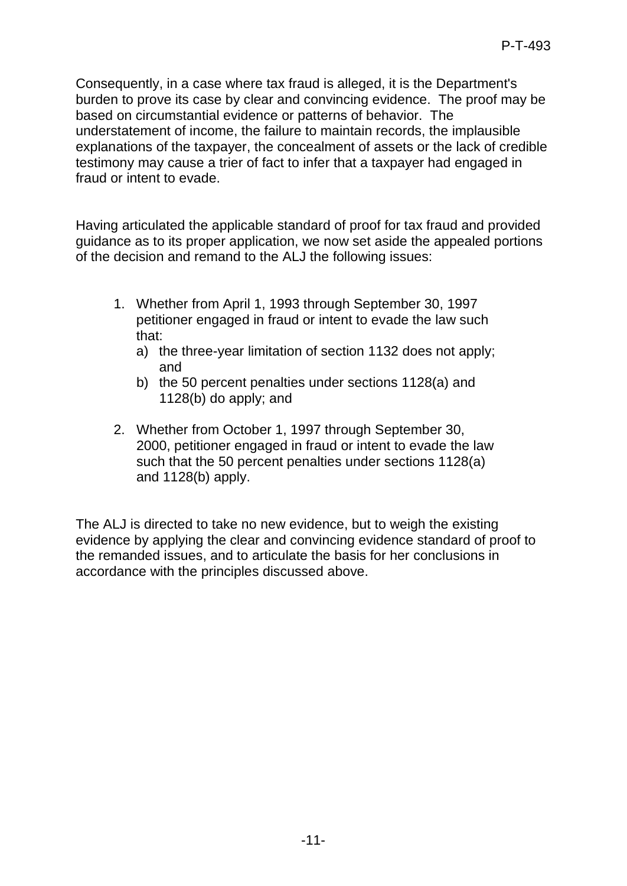Consequently, in a case where tax fraud is alleged, it is the Department's burden to prove its case by clear and convincing evidence. The proof may be based on circumstantial evidence or patterns of behavior. The understatement of income, the failure to maintain records, the implausible explanations of the taxpayer, the concealment of assets or the lack of credible testimony may cause a trier of fact to infer that a taxpayer had engaged in fraud or intent to evade.

Having articulated the applicable standard of proof for tax fraud and provided guidance as to its proper application, we now set aside the appealed portions of the decision and remand to the ALJ the following issues:

1. Whether from April 1, 1993 through September 30, 1997 petitioner engaged in fraud or intent to evade the law such that:
   a) the three-year limitation of section 1132 does not apply; and
   b) the 50 percent penalties under sections 1128(a) and 1128(b) do apply; and

2. Whether from October 1, 1997 through September 30, 2000, petitioner engaged in fraud or intent to evade the law such that the 50 percent penalties under sections 1128(a) and 1128(b) apply.

The ALJ is directed to take no new evidence, but to weigh the existing evidence by applying the clear and convincing evidence standard of proof to the remanded issues, and to articulate the basis for her conclusions in accordance with the principles discussed above.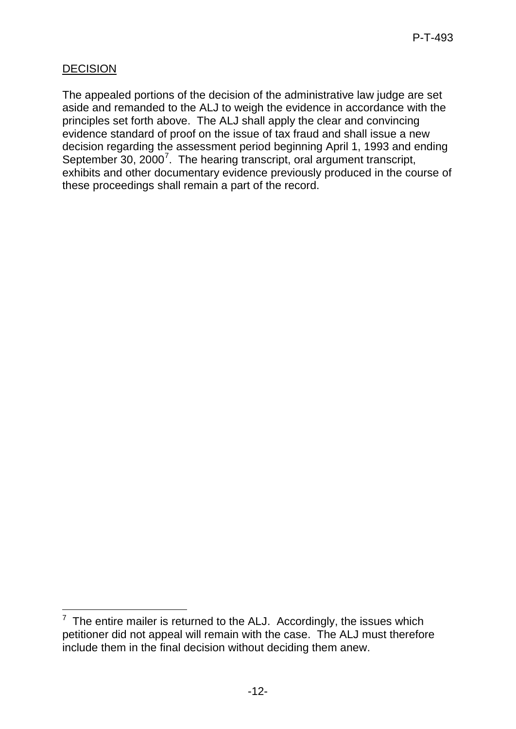DECISION

The appealed portions of the decision of the administrative law judge are set aside and remanded to the ALJ to weigh the evidence in accordance with the principles set forth above. The ALJ shall apply the clear and convincing evidence standard of proof on the issue of tax fraud and shall issue a new decision regarding the assessment period beginning April 1, 1993 and ending September 30, 2000[7]. The hearing transcript, oral argument transcript, exhibits and other documentary evidence previously produced in the course of these proceedings shall remain a part of the record.

[7] The entire mailer is returned to the ALJ. Accordingly, the issues which petitioner did not appeal will remain with the case. The ALJ must therefore include them in the final decision without deciding them anew.